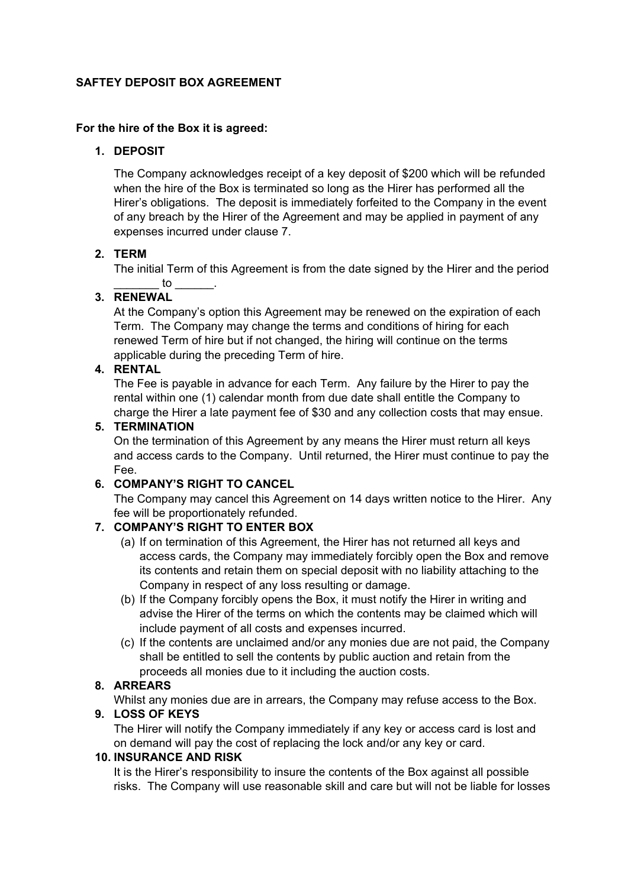**SAFTEY DEPOSIT BOX AGREEMENT**

**For the hire of the Box it is agreed:**

1. **DEPOSIT**

   The Company acknowledges receipt of a key deposit of $200 which will be refunded when the hire of the Box is terminated so long as the Hirer has performed all the Hirer's obligations. The deposit is immediately forfeited to the Company in the event of any breach by the Hirer of the Agreement and may be applied in payment of any expenses incurred under clause 7.

2. **TERM**

   The initial Term of this Agreement is from the date signed by the Hirer and the period _______ to ______.

3. **RENEWAL**

   At the Company's option this Agreement may be renewed on the expiration of each Term. The Company may change the terms and conditions of hiring for each renewed Term of hire but if not changed, the hiring will continue on the terms applicable during the preceding Term of hire.

4. **RENTAL**

   The Fee is payable in advance for each Term. Any failure by the Hirer to pay the rental within one (1) calendar month from due date shall entitle the Company to charge the Hirer a late payment fee of $30 and any collection costs that may ensue.

5. **TERMINATION**

   On the termination of this Agreement by any means the Hirer must return all keys and access cards to the Company. Until returned, the Hirer must continue to pay the Fee.

6. **COMPANY'S RIGHT TO CANCEL**

   The Company may cancel this Agreement on 14 days written notice to the Hirer. Any fee will be proportionately refunded.

7. **COMPANY'S RIGHT TO ENTER BOX**

   (a) If on termination of this Agreement, the Hirer has not returned all keys and access cards, the Company may immediately forcibly open the Box and remove its contents and retain them on special deposit with no liability attaching to the Company in respect of any loss resulting or damage.

   (b) If the Company forcibly opens the Box, it must notify the Hirer in writing and advise the Hirer of the terms on which the contents may be claimed which will include payment of all costs and expenses incurred.

   (c) If the contents are unclaimed and/or any monies due are not paid, the Company shall be entitled to sell the contents by public auction and retain from the proceeds all monies due to it including the auction costs.

8. **ARREARS**

   Whilst any monies due are in arrears, the Company may refuse access to the Box.

9. **LOSS OF KEYS**

   The Hirer will notify the Company immediately if any key or access card is lost and on demand will pay the cost of replacing the lock and/or any key or card.

10. **INSURANCE AND RISK**

    It is the Hirer's responsibility to insure the contents of the Box against all possible risks. The Company will use reasonable skill and care but will not be liable for losses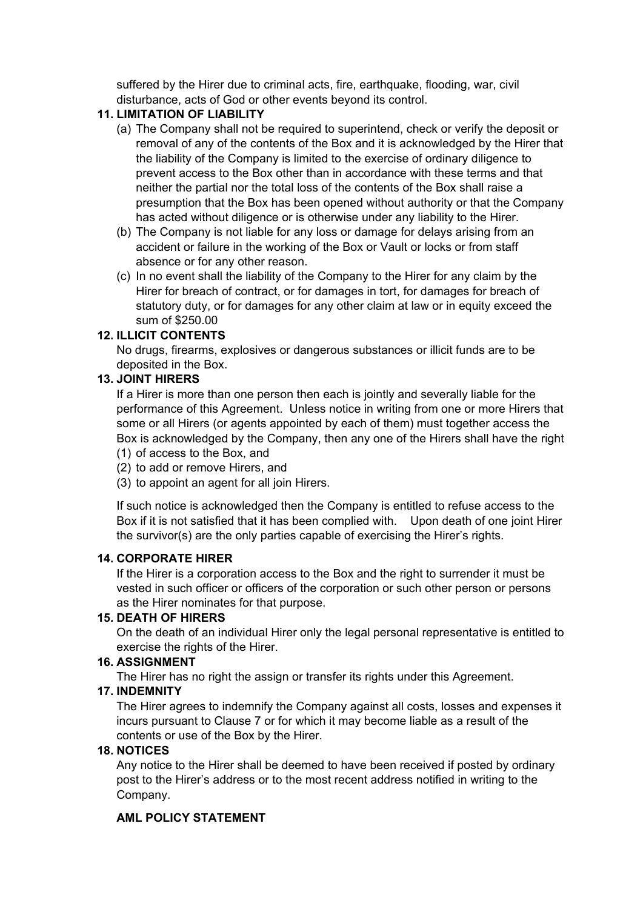suffered by the Hirer due to criminal acts, fire, earthquake, flooding, war, civil disturbance, acts of God or other events beyond its control.

**11. LIMITATION OF LIABILITY**

(a) The Company shall not be required to superintend, check or verify the deposit or removal of any of the contents of the Box and it is acknowledged by the Hirer that the liability of the Company is limited to the exercise of ordinary diligence to prevent access to the Box other than in accordance with these terms and that neither the partial nor the total loss of the contents of the Box shall raise a presumption that the Box has been opened without authority or that the Company has acted without diligence or is otherwise under any liability to the Hirer.

(b) The Company is not liable for any loss or damage for delays arising from an accident or failure in the working of the Box or Vault or locks or from staff absence or for any other reason.

(c) In no event shall the liability of the Company to the Hirer for any claim by the Hirer for breach of contract, or for damages in tort, for damages for breach of statutory duty, or for damages for any other claim at law or in equity exceed the sum of $250.00

**12. ILLICIT CONTENTS**

No drugs, firearms, explosives or dangerous substances or illicit funds are to be deposited in the Box.

**13. JOINT HIRERS**

If a Hirer is more than one person then each is jointly and severally liable for the performance of this Agreement. Unless notice in writing from one or more Hirers that some or all Hirers (or agents appointed by each of them) must together access the Box is acknowledged by the Company, then any one of the Hirers shall have the right

(1) of access to the Box, and
(2) to add or remove Hirers, and
(3) to appoint an agent for all join Hirers.

If such notice is acknowledged then the Company is entitled to refuse access to the Box if it is not satisfied that it has been complied with. Upon death of one joint Hirer the survivor(s) are the only parties capable of exercising the Hirer's rights.

**14. CORPORATE HIRER**

If the Hirer is a corporation access to the Box and the right to surrender it must be vested in such officer or officers of the corporation or such other person or persons as the Hirer nominates for that purpose.

**15. DEATH OF HIRERS**

On the death of an individual Hirer only the legal personal representative is entitled to exercise the rights of the Hirer.

**16. ASSIGNMENT**

The Hirer has no right the assign or transfer its rights under this Agreement.

**17. INDEMNITY**

The Hirer agrees to indemnify the Company against all costs, losses and expenses it incurs pursuant to Clause 7 or for which it may become liable as a result of the contents or use of the Box by the Hirer.

**18. NOTICES**

Any notice to the Hirer shall be deemed to have been received if posted by ordinary post to the Hirer's address or to the most recent address notified in writing to the Company.

**AML POLICY STATEMENT**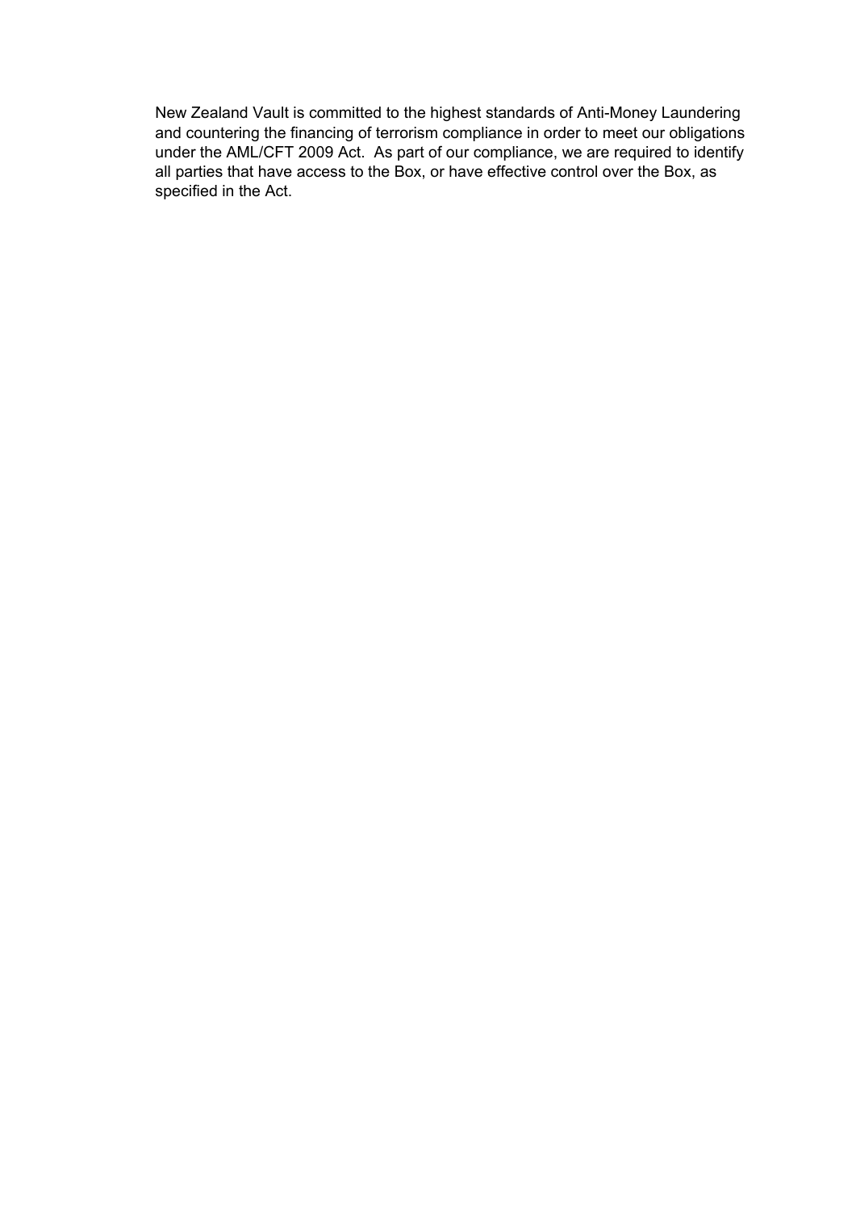New Zealand Vault is committed to the highest standards of Anti-Money Laundering and countering the financing of terrorism compliance in order to meet our obligations under the AML/CFT 2009 Act. As part of our compliance, we are required to identify all parties that have access to the Box, or have effective control over the Box, as specified in the Act.